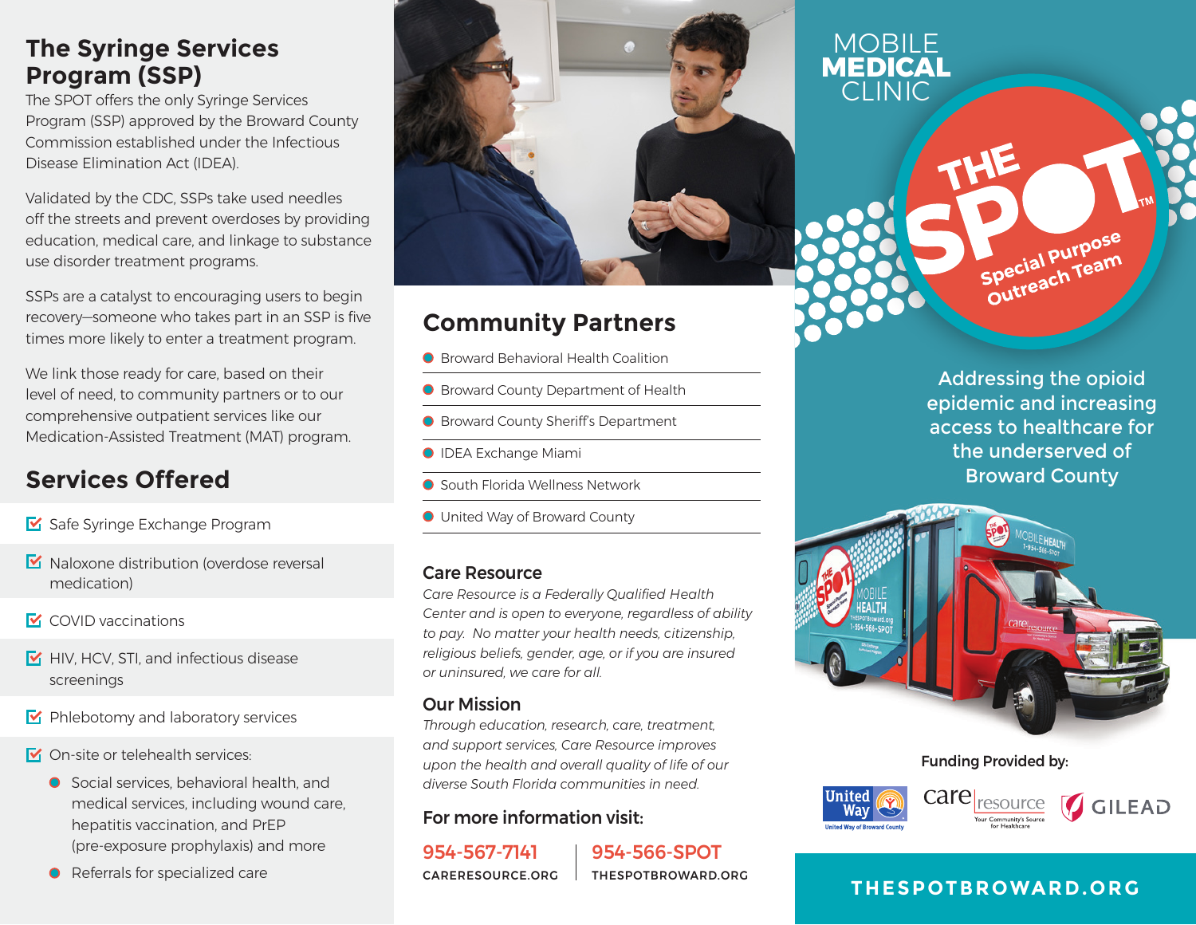## The Syringe Services Program (SSP)

The SPOT offers the only Syringe Services Program (SSP) approved by the Broward County Commission established under the Infectious Disease Elimination Act (IDEA).

Validated by the CDC, SSPs take used needles off the streets and prevent overdoses by providing education, medical care, and linkage to substance use disorder treatment programs.

SSPs are a catalyst to encouraging users to begin recovery—someone who takes part in an SSP is five times more likely to enter a treatment program.

We link those ready for care, based on their level of need, to community partners or to our comprehensive outpatient services like our Medication-Assisted Treatment (MAT) program.

## Services Offered

- Safe Syringe Exchange Program
- Naloxone distribution (overdose reversal medication)
- COVID vaccinations
- HIV, HCV, STI, and infectious disease screenings
- Phlebotomy and laboratory services
- On-site or telehealth services:
  - Social services, behavioral health, and medical services, including wound care, hepatitis vaccination, and PrEP (pre-exposure prophylaxis) and more
  - Referrals for specialized care

## Community Partners

- Broward Behavioral Health Coalition
- Broward County Department of Health
- Broward County Sheriff's Department
- IDEA Exchange Miami
- South Florida Wellness Network
- United Way of Broward County

### Care Resource

*Care Resource is a Federally Qualified Health Center and is open to everyone, regardless of ability to pay. No matter your health needs, citizenship, religious beliefs, gender, age, or if you are insured or uninsured, we care for all.*

### Our Mission

*Through education, research, care, treatment, and support services, Care Resource improves upon the health and overall quality of life of our diverse South Florida communities in need.*

### For more information visit:

**954-567-7141**
CARERESOURCE.ORG

**954-566-SPOT**
THESPOTBROWARD.ORG

# MOBILE **MEDICAL** CLINIC

# THE SPOT™
Special Purpose Outreach Team

Addressing the opioid epidemic and increasing access to healthcare for the underserved of Broward County

**Funding Provided by:**

United Way of Broward County | care resource | GILEAD

**THESPOTBROWARD.ORG**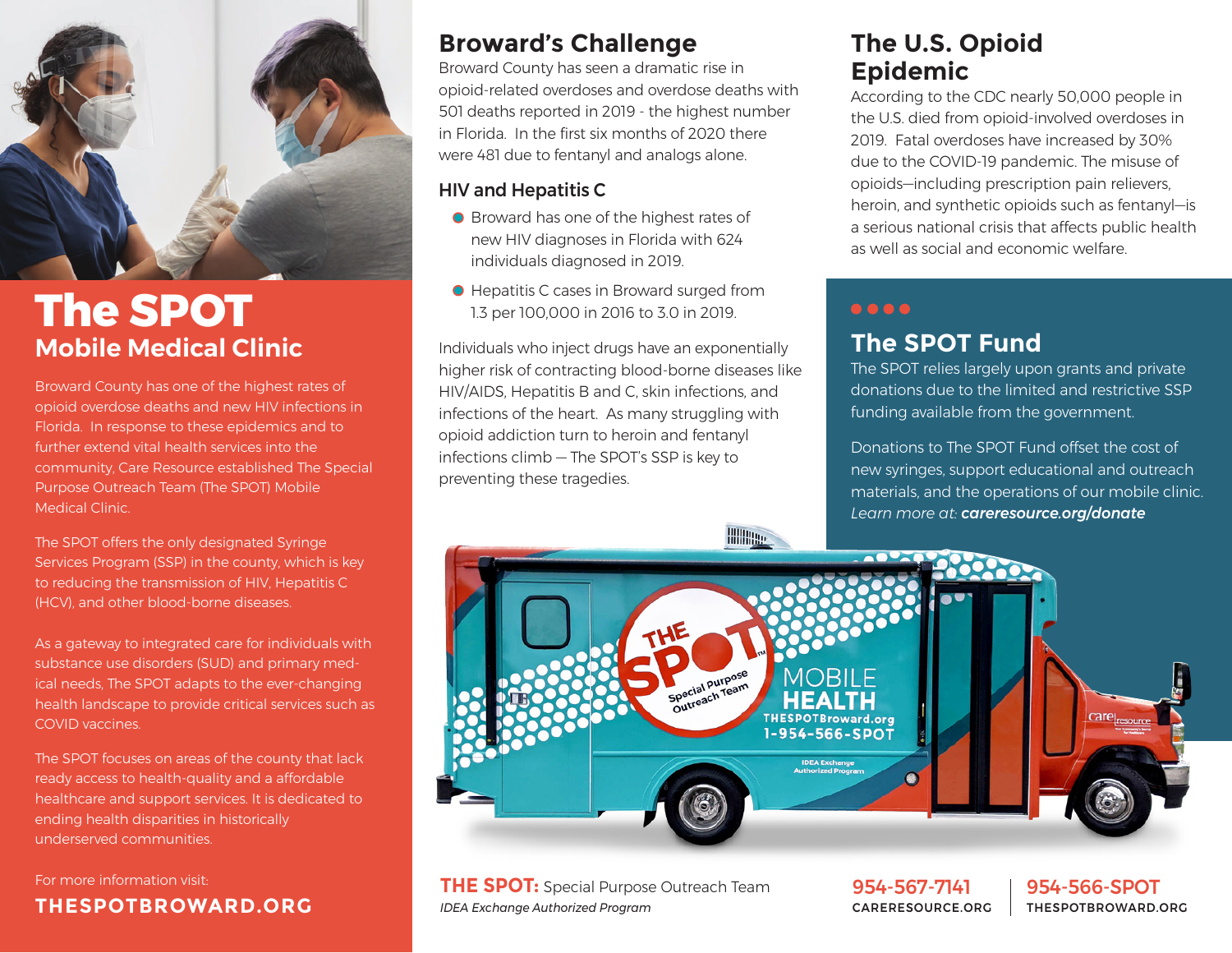# The SPOT

## Mobile Medical Clinic

Broward County has one of the highest rates of opioid overdose deaths and new HIV infections in Florida. In response to these epidemics and to further extend vital health services into the community, Care Resource established The Special Purpose Outreach Team (The SPOT) Mobile Medical Clinic.

The SPOT offers the only designated Syringe Services Program (SSP) in the county, which is key to reducing the transmission of HIV, Hepatitis C (HCV), and other blood-borne diseases.

As a gateway to integrated care for individuals with substance use disorders (SUD) and primary medical needs, The SPOT adapts to the ever-changing health landscape to provide critical services such as COVID vaccines.

The SPOT focuses on areas of the county that lack ready access to health-quality and a affordable healthcare and support services. It is dedicated to ending health disparities in historically underserved communities.

For more information visit:

**THESPOTBROWARD.ORG**

## Broward's Challenge

Broward County has seen a dramatic rise in opioid-related overdoses and overdose deaths with 501 deaths reported in 2019 - the highest number in Florida. In the first six months of 2020 there were 481 due to fentanyl and analogs alone.

### HIV and Hepatitis C

- Broward has one of the highest rates of new HIV diagnoses in Florida with 624 individuals diagnosed in 2019.
- Hepatitis C cases in Broward surged from 1.3 per 100,000 in 2016 to 3.0 in 2019.

Individuals who inject drugs have an exponentially higher risk of contracting blood-borne diseases like HIV/AIDS, Hepatitis B and C, skin infections, and infections of the heart. As many struggling with opioid addiction turn to heroin and fentanyl infections climb — The SPOT's SSP is key to preventing these tragedies.

## The U.S. Opioid Epidemic

According to the CDC nearly 50,000 people in the U.S. died from opioid-involved overdoses in 2019. Fatal overdoses have increased by 30% due to the COVID-19 pandemic. The misuse of opioids—including prescription pain relievers, heroin, and synthetic opioids such as fentanyl—is a serious national crisis that affects public health as well as social and economic welfare.

## The SPOT Fund

The SPOT relies largely upon grants and private donations due to the limited and restrictive SSP funding available from the government.

Donations to The SPOT Fund offset the cost of new syringes, support educational and outreach materials, and the operations of our mobile clinic. *Learn more at:* ***careresource.org/donate***

**THE SPOT:** Special Purpose Outreach Team
*IDEA Exchange Authorized Program*

**954-567-7141**
CARERESOURCE.ORG

**954-566-SPOT**
THESPOTBROWARD.ORG